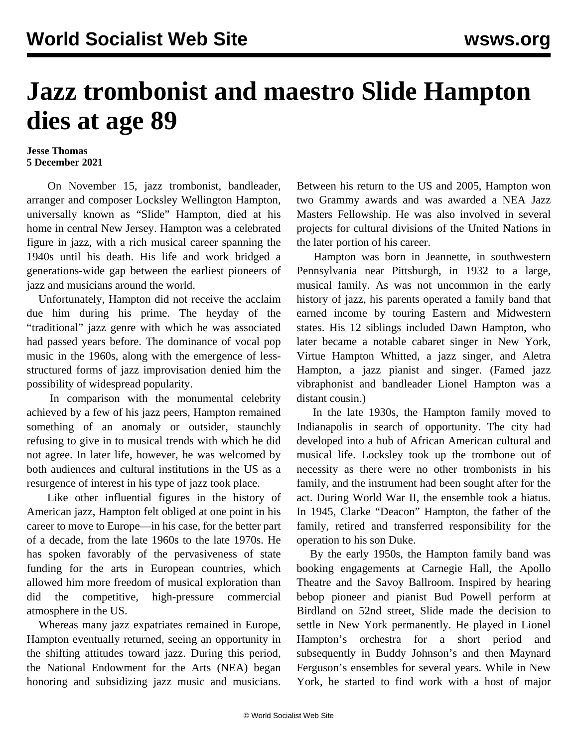# Jazz trombonist and maestro Slide Hampton dies at age 89

**Jesse Thomas**
**5 December 2021**

On November 15, jazz trombonist, bandleader, arranger and composer Locksley Wellington Hampton, universally known as "Slide" Hampton, died at his home in central New Jersey. Hampton was a celebrated figure in jazz, with a rich musical career spanning the 1940s until his death. His life and work bridged a generations-wide gap between the earliest pioneers of jazz and musicians around the world.

Unfortunately, Hampton did not receive the acclaim due him during his prime. The heyday of the "traditional" jazz genre with which he was associated had passed years before. The dominance of vocal pop music in the 1960s, along with the emergence of less-structured forms of jazz improvisation denied him the possibility of widespread popularity.

In comparison with the monumental celebrity achieved by a few of his jazz peers, Hampton remained something of an anomaly or outsider, staunchly refusing to give in to musical trends with which he did not agree. In later life, however, he was welcomed by both audiences and cultural institutions in the US as a resurgence of interest in his type of jazz took place.

Like other influential figures in the history of American jazz, Hampton felt obliged at one point in his career to move to Europe—in his case, for the better part of a decade, from the late 1960s to the late 1970s. He has spoken favorably of the pervasiveness of state funding for the arts in European countries, which allowed him more freedom of musical exploration than did the competitive, high-pressure commercial atmosphere in the US.

Whereas many jazz expatriates remained in Europe, Hampton eventually returned, seeing an opportunity in the shifting attitudes toward jazz. During this period, the National Endowment for the Arts (NEA) began honoring and subsidizing jazz music and musicians. Between his return to the US and 2005, Hampton won two Grammy awards and was awarded a NEA Jazz Masters Fellowship. He was also involved in several projects for cultural divisions of the United Nations in the later portion of his career.

Hampton was born in Jeannette, in southwestern Pennsylvania near Pittsburgh, in 1932 to a large, musical family. As was not uncommon in the early history of jazz, his parents operated a family band that earned income by touring Eastern and Midwestern states. His 12 siblings included Dawn Hampton, who later became a notable cabaret singer in New York, Virtue Hampton Whitted, a jazz singer, and Aletra Hampton, a jazz pianist and singer. (Famed jazz vibraphonist and bandleader Lionel Hampton was a distant cousin.)

In the late 1930s, the Hampton family moved to Indianapolis in search of opportunity. The city had developed into a hub of African American cultural and musical life. Locksley took up the trombone out of necessity as there were no other trombonists in his family, and the instrument had been sought after for the act. During World War II, the ensemble took a hiatus. In 1945, Clarke "Deacon" Hampton, the father of the family, retired and transferred responsibility for the operation to his son Duke.

By the early 1950s, the Hampton family band was booking engagements at Carnegie Hall, the Apollo Theatre and the Savoy Ballroom. Inspired by hearing bebop pioneer and pianist Bud Powell perform at Birdland on 52nd street, Slide made the decision to settle in New York permanently. He played in Lionel Hampton's orchestra for a short period and subsequently in Buddy Johnson's and then Maynard Ferguson's ensembles for several years. While in New York, he started to find work with a host of major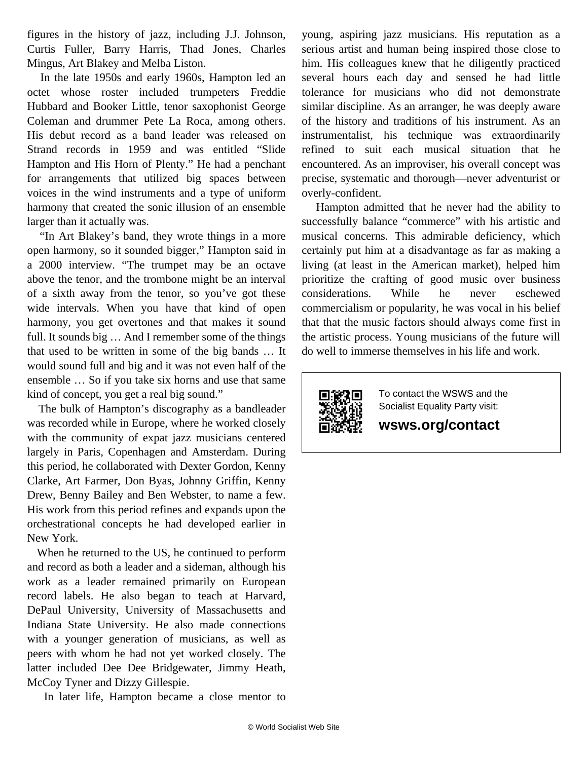figures in the history of jazz, including J.J. Johnson, Curtis Fuller, Barry Harris, Thad Jones, Charles Mingus, Art Blakey and Melba Liston.

In the late 1950s and early 1960s, Hampton led an octet whose roster included trumpeters Freddie Hubbard and Booker Little, tenor saxophonist George Coleman and drummer Pete La Roca, among others. His debut record as a band leader was released on Strand records in 1959 and was entitled "Slide Hampton and His Horn of Plenty." He had a penchant for arrangements that utilized big spaces between voices in the wind instruments and a type of uniform harmony that created the sonic illusion of an ensemble larger than it actually was.

"In Art Blakey's band, they wrote things in a more open harmony, so it sounded bigger," Hampton said in a 2000 interview. "The trumpet may be an octave above the tenor, and the trombone might be an interval of a sixth away from the tenor, so you've got these wide intervals. When you have that kind of open harmony, you get overtones and that makes it sound full. It sounds big … And I remember some of the things that used to be written in some of the big bands … It would sound full and big and it was not even half of the ensemble … So if you take six horns and use that same kind of concept, you get a real big sound."

The bulk of Hampton's discography as a bandleader was recorded while in Europe, where he worked closely with the community of expat jazz musicians centered largely in Paris, Copenhagen and Amsterdam. During this period, he collaborated with Dexter Gordon, Kenny Clarke, Art Farmer, Don Byas, Johnny Griffin, Kenny Drew, Benny Bailey and Ben Webster, to name a few. His work from this period refines and expands upon the orchestrational concepts he had developed earlier in New York.

When he returned to the US, he continued to perform and record as both a leader and a sideman, although his work as a leader remained primarily on European record labels. He also began to teach at Harvard, DePaul University, University of Massachusetts and Indiana State University. He also made connections with a younger generation of musicians, as well as peers with whom he had not yet worked closely. The latter included Dee Dee Bridgewater, Jimmy Heath, McCoy Tyner and Dizzy Gillespie.

In later life, Hampton became a close mentor to young, aspiring jazz musicians. His reputation as a serious artist and human being inspired those close to him. His colleagues knew that he diligently practiced several hours each day and sensed he had little tolerance for musicians who did not demonstrate similar discipline. As an arranger, he was deeply aware of the history and traditions of his instrument. As an instrumentalist, his technique was extraordinarily refined to suit each musical situation that he encountered. As an improviser, his overall concept was precise, systematic and thorough—never adventurist or overly-confident.

Hampton admitted that he never had the ability to successfully balance "commerce" with his artistic and musical concerns. This admirable deficiency, which certainly put him at a disadvantage as far as making a living (at least in the American market), helped him prioritize the crafting of good music over business considerations. While he never eschewed commercialism or popularity, he was vocal in his belief that that the music factors should always come first in the artistic process. Young musicians of the future will do well to immerse themselves in his life and work.

To contact the WSWS and the Socialist Equality Party visit:

**wsws.org/contact**